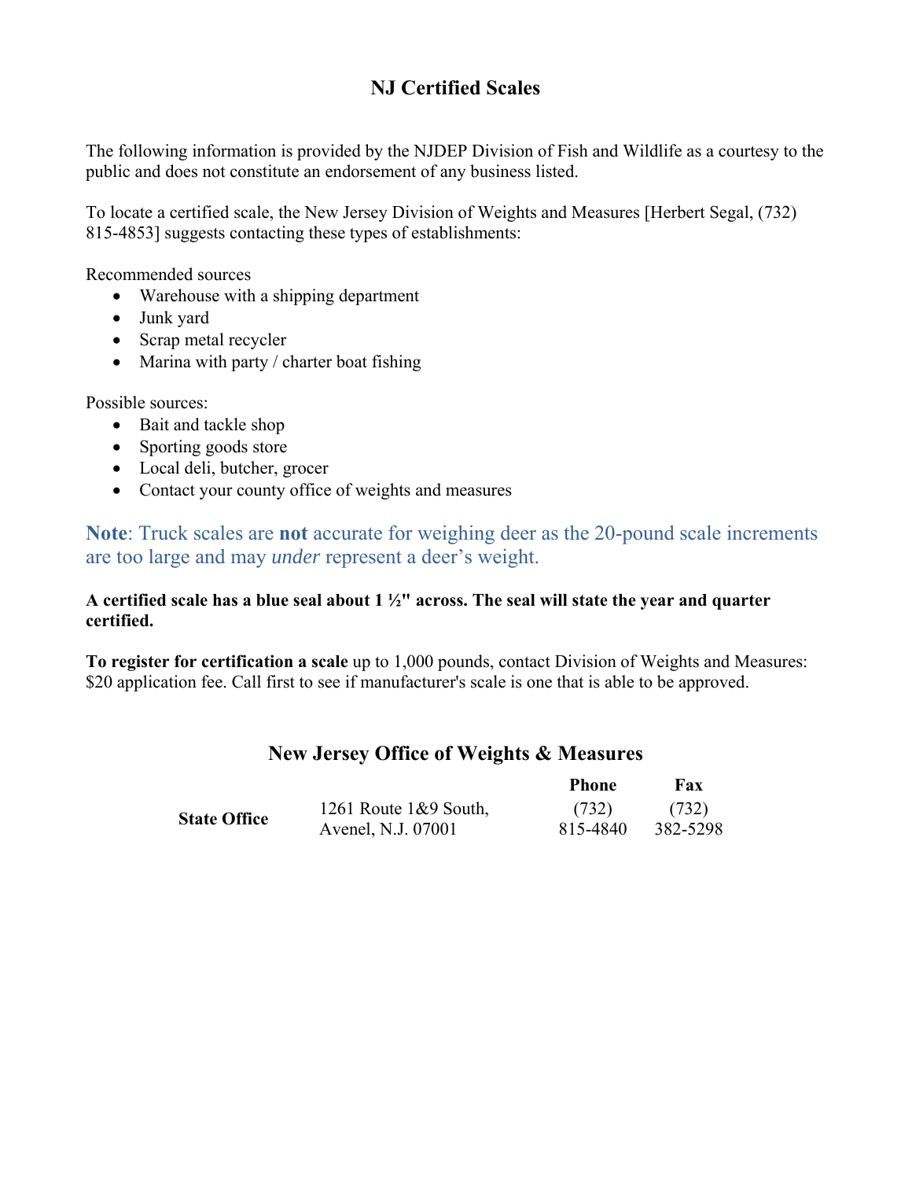# NJ Certified Scales

The following information is provided by the NJDEP Division of Fish and Wildlife as a courtesy to the public and does not constitute an endorsement of any business listed.

To locate a certified scale, the New Jersey Division of Weights and Measures [Herbert Segal, (732) 815-4853] suggests contacting these types of establishments:

Recommended sources

- Warehouse with a shipping department
- Junk yard
- Scrap metal recycler
- Marina with party / charter boat fishing

Possible sources:

- Bait and tackle shop
- Sporting goods store
- Local deli, butcher, grocer
- Contact your county office of weights and measures

**Note**: Truck scales are **not** accurate for weighing deer as the 20-pound scale increments are too large and may *under* represent a deer's weight.

**A certified scale has a blue seal about 1 ½" across. The seal will state the year and quarter certified.**

**To register for certification a scale** up to 1,000 pounds, contact Division of Weights and Measures: $20 application fee. Call first to see if manufacturer's scale is one that is able to be approved.

## New Jersey Office of Weights & Measures

| | | Phone | Fax |
|---|---|---|---|
| **State Office** | 1261 Route 1&9 South, Avenel, N.J. 07001 | (732) 815-4840 | (732) 382-5298 |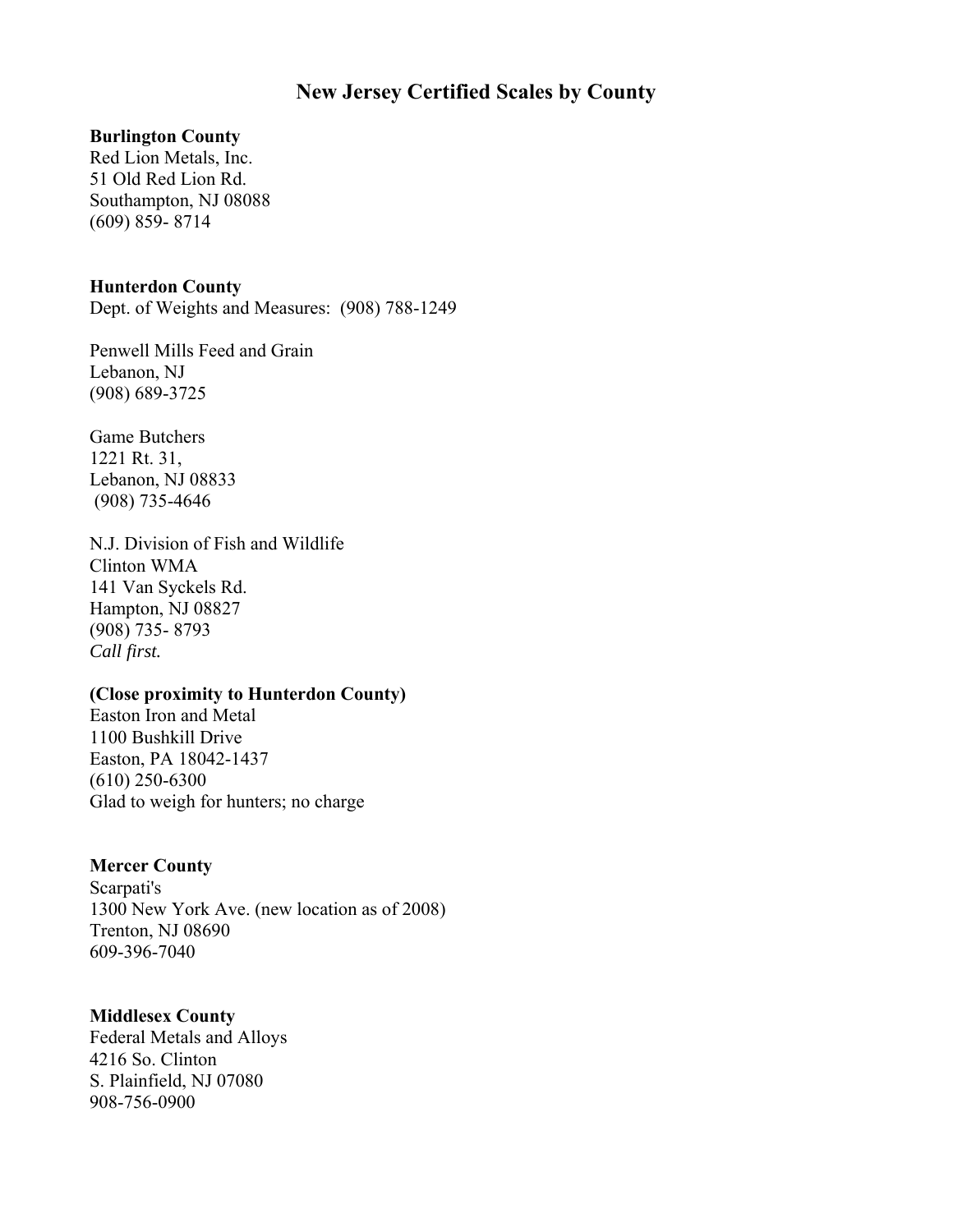# New Jersey Certified Scales by County

**Burlington County**
Red Lion Metals, Inc.
51 Old Red Lion Rd.
Southampton, NJ 08088
(609) 859- 8714

**Hunterdon County**
Dept. of Weights and Measures: (908) 788-1249

Penwell Mills Feed and Grain
Lebanon, NJ
(908) 689-3725

Game Butchers
1221 Rt. 31,
Lebanon, NJ 08833
(908) 735-4646

N.J. Division of Fish and Wildlife
Clinton WMA
141 Van Syckels Rd.
Hampton, NJ 08827
(908) 735- 8793
*Call first.*

**(Close proximity to Hunterdon County)**
Easton Iron and Metal
1100 Bushkill Drive
Easton, PA 18042-1437
(610) 250-6300
Glad to weigh for hunters; no charge

**Mercer County**
Scarpati's
1300 New York Ave. (new location as of 2008)
Trenton, NJ 08690
609-396-7040

**Middlesex County**
Federal Metals and Alloys
4216 So. Clinton
S. Plainfield, NJ 07080
908-756-0900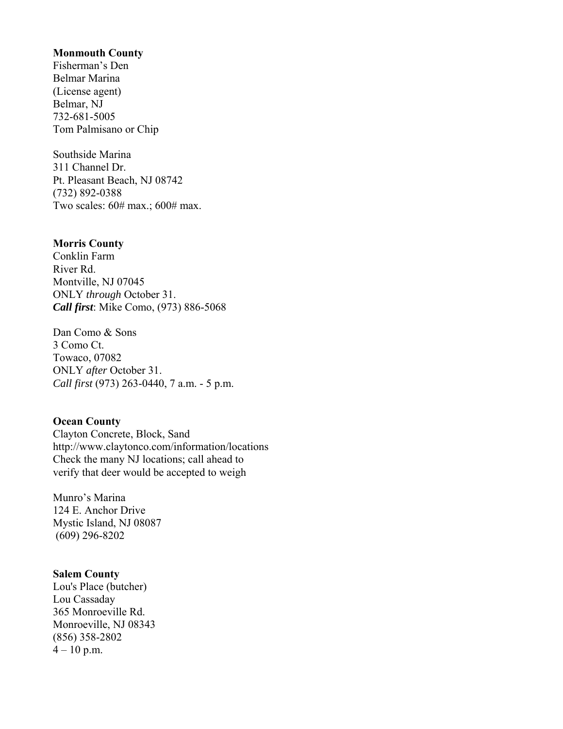**Monmouth County**
Fisherman's Den
Belmar Marina
(License agent)
Belmar, NJ
732-681-5005
Tom Palmisano or Chip

Southside Marina
311 Channel Dr.
Pt. Pleasant Beach, NJ 08742
(732) 892-0388
Two scales: 60# max.; 600# max.

**Morris County**
Conklin Farm
River Rd.
Montville, NJ 07045
ONLY *through* October 31.
***Call first***: Mike Como, (973) 886-5068

Dan Como & Sons
3 Como Ct.
Towaco, 07082
ONLY *after* October 31.
*Call first* (973) 263-0440, 7 a.m. - 5 p.m.

**Ocean County**
Clayton Concrete, Block, Sand
http://www.claytonco.com/information/locations
Check the many NJ locations; call ahead to
verify that deer would be accepted to weigh

Munro's Marina
124 E. Anchor Drive
Mystic Island, NJ 08087
(609) 296-8202

**Salem County**
Lou's Place (butcher)
Lou Cassaday
365 Monroeville Rd.
Monroeville, NJ 08343
(856) 358-2802
4 – 10 p.m.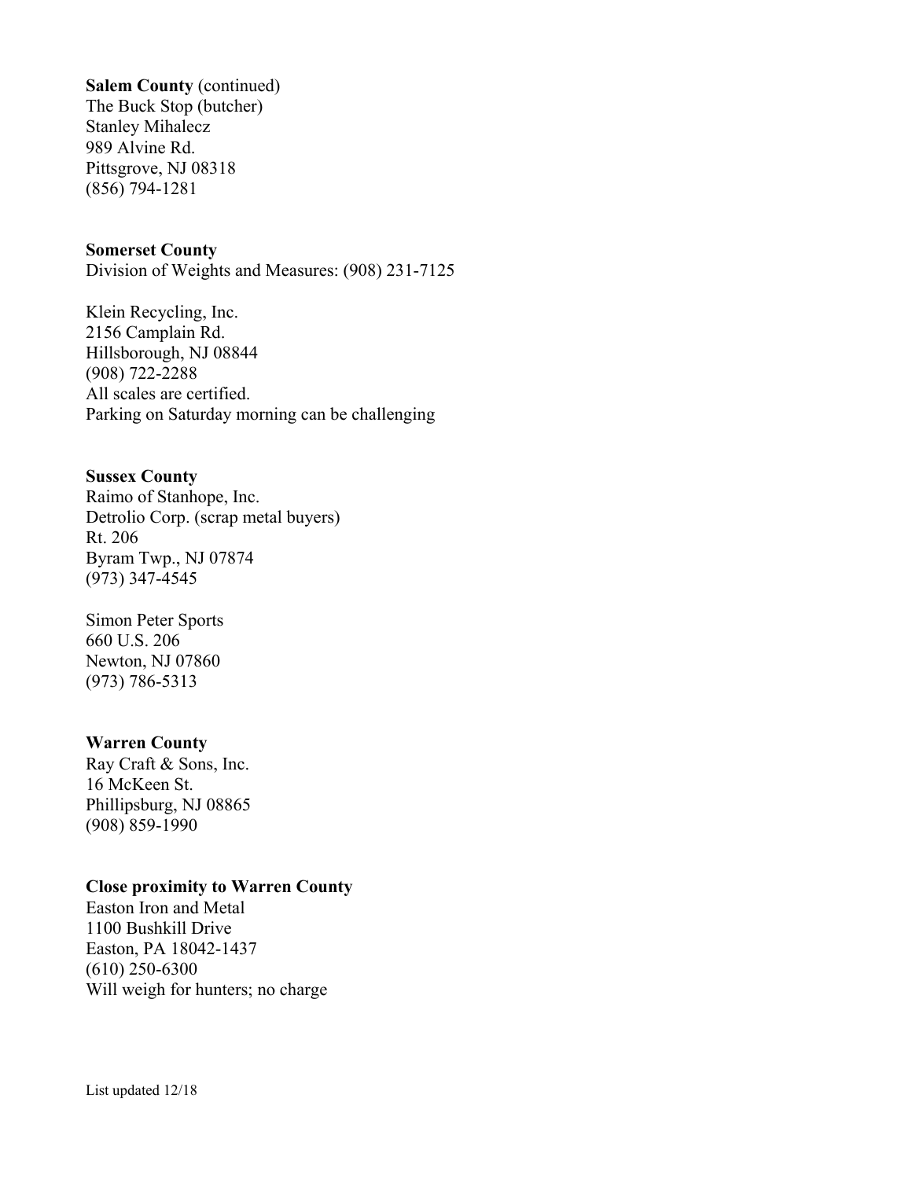**Salem County** (continued)
The Buck Stop (butcher)
Stanley Mihalecz
989 Alvine Rd.
Pittsgrove, NJ 08318
(856) 794-1281

**Somerset County**
Division of Weights and Measures: (908) 231-7125

Klein Recycling, Inc.
2156 Camplain Rd.
Hillsborough, NJ 08844
(908) 722-2288
All scales are certified.
Parking on Saturday morning can be challenging

**Sussex County**
Raimo of Stanhope, Inc.
Detrolio Corp. (scrap metal buyers)
Rt. 206
Byram Twp., NJ 07874
(973) 347-4545

Simon Peter Sports
660 U.S. 206
Newton, NJ 07860
(973) 786-5313

**Warren County**
Ray Craft & Sons, Inc.
16 McKeen St.
Phillipsburg, NJ 08865
(908) 859-1990

**Close proximity to Warren County**
Easton Iron and Metal
1100 Bushkill Drive
Easton, PA 18042-1437
(610) 250-6300
Will weigh for hunters; no charge

List updated 12/18